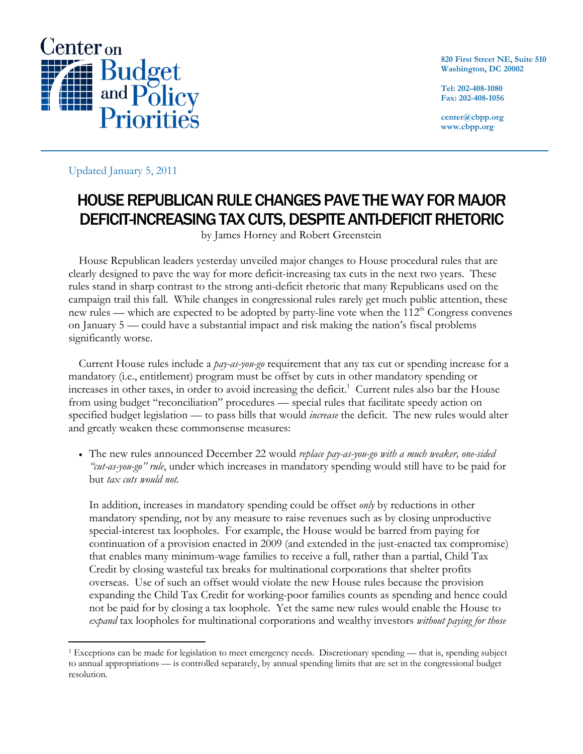Center on Budget and Policy Priorities

820 First Street NE, Suite 510
Washington, DC 20002

Tel: 202-408-1080
Fax: 202-408-1056

center@cbpp.org
www.cbpp.org

Updated January 5, 2011

# HOUSE REPUBLICAN RULE CHANGES PAVE THE WAY FOR MAJOR DEFICIT-INCREASING TAX CUTS, DESPITE ANTI-DEFICIT RHETORIC

by James Horney and Robert Greenstein

House Republican leaders yesterday unveiled major changes to House procedural rules that are clearly designed to pave the way for more deficit-increasing tax cuts in the next two years. These rules stand in sharp contrast to the strong anti-deficit rhetoric that many Republicans used on the campaign trail this fall. While changes in congressional rules rarely get much public attention, these new rules — which are expected to be adopted by party-line vote when the 112th Congress convenes on January 5 — could have a substantial impact and risk making the nation's fiscal problems significantly worse.

Current House rules include a *pay-as-you-go* requirement that any tax cut or spending increase for a mandatory (i.e., entitlement) program must be offset by cuts in other mandatory spending or increases in other taxes, in order to avoid increasing the deficit.[1] Current rules also bar the House from using budget "reconciliation" procedures — special rules that facilitate speedy action on specified budget legislation — to pass bills that would *increase* the deficit. The new rules would alter and greatly weaken these commonsense measures:

- The new rules announced December 22 would *replace pay-as-you-go with a much weaker, one-sided "cut-as-you-go" rule*, under which increases in mandatory spending would still have to be paid for but *tax cuts would not.*

  In addition, increases in mandatory spending could be offset *only* by reductions in other mandatory spending, not by any measure to raise revenues such as by closing unproductive special-interest tax loopholes. For example, the House would be barred from paying for continuation of a provision enacted in 2009 (and extended in the just-enacted tax compromise) that enables many minimum-wage families to receive a full, rather than a partial, Child Tax Credit by closing wasteful tax breaks for multinational corporations that shelter profits overseas. Use of such an offset would violate the new House rules because the provision expanding the Child Tax Credit for working-poor families counts as spending and hence could not be paid for by closing a tax loophole. Yet the same new rules would enable the House to *expand* tax loopholes for multinational corporations and wealthy investors *without paying for those*

[1] Exceptions can be made for legislation to meet emergency needs. Discretionary spending — that is, spending subject to annual appropriations — is controlled separately, by annual spending limits that are set in the congressional budget resolution.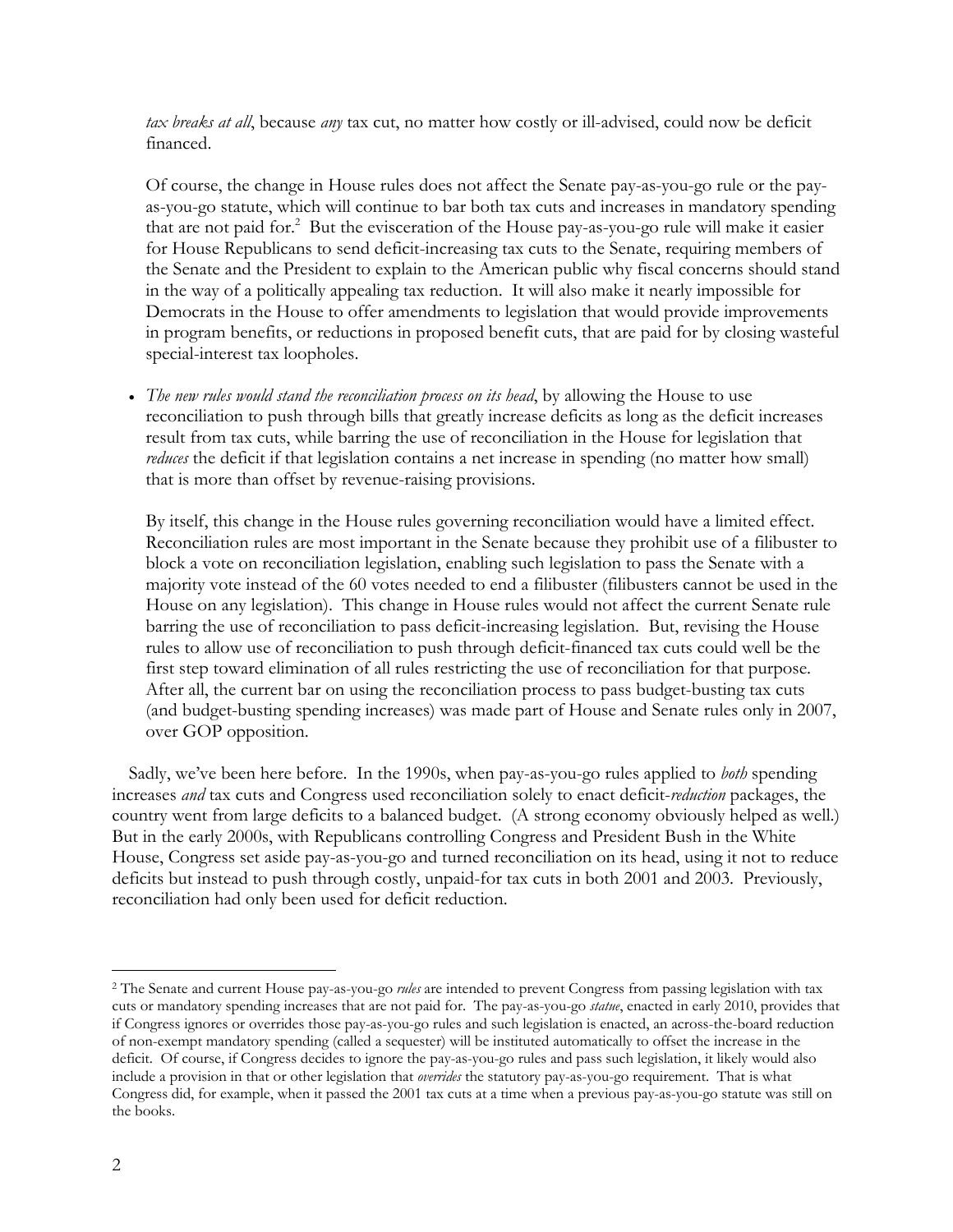*tax breaks at all*, because *any* tax cut, no matter how costly or ill-advised, could now be deficit financed.

Of course, the change in House rules does not affect the Senate pay-as-you-go rule or the pay-as-you-go statute, which will continue to bar both tax cuts and increases in mandatory spending that are not paid for.[2] But the evisceration of the House pay-as-you-go rule will make it easier for House Republicans to send deficit-increasing tax cuts to the Senate, requiring members of the Senate and the President to explain to the American public why fiscal concerns should stand in the way of a politically appealing tax reduction. It will also make it nearly impossible for Democrats in the House to offer amendments to legislation that would provide improvements in program benefits, or reductions in proposed benefit cuts, that are paid for by closing wasteful special-interest tax loopholes.

- *The new rules would stand the reconciliation process on its head*, by allowing the House to use reconciliation to push through bills that greatly increase deficits as long as the deficit increases result from tax cuts, while barring the use of reconciliation in the House for legislation that *reduces* the deficit if that legislation contains a net increase in spending (no matter how small) that is more than offset by revenue-raising provisions.

  By itself, this change in the House rules governing reconciliation would have a limited effect. Reconciliation rules are most important in the Senate because they prohibit use of a filibuster to block a vote on reconciliation legislation, enabling such legislation to pass the Senate with a majority vote instead of the 60 votes needed to end a filibuster (filibusters cannot be used in the House on any legislation). This change in House rules would not affect the current Senate rule barring the use of reconciliation to pass deficit-increasing legislation. But, revising the House rules to allow use of reconciliation to push through deficit-financed tax cuts could well be the first step toward elimination of all rules restricting the use of reconciliation for that purpose. After all, the current bar on using the reconciliation process to pass budget-busting tax cuts (and budget-busting spending increases) was made part of House and Senate rules only in 2007, over GOP opposition.

Sadly, we've been here before. In the 1990s, when pay-as-you-go rules applied to *both* spending increases *and* tax cuts and Congress used reconciliation solely to enact deficit-*reduction* packages, the country went from large deficits to a balanced budget. (A strong economy obviously helped as well.) But in the early 2000s, with Republicans controlling Congress and President Bush in the White House, Congress set aside pay-as-you-go and turned reconciliation on its head, using it not to reduce deficits but instead to push through costly, unpaid-for tax cuts in both 2001 and 2003. Previously, reconciliation had only been used for deficit reduction.

---

[2] The Senate and current House pay-as-you-go *rules* are intended to prevent Congress from passing legislation with tax cuts or mandatory spending increases that are not paid for. The pay-as-you-go *statue*, enacted in early 2010, provides that if Congress ignores or overrides those pay-as-you-go rules and such legislation is enacted, an across-the-board reduction of non-exempt mandatory spending (called a sequester) will be instituted automatically to offset the increase in the deficit. Of course, if Congress decides to ignore the pay-as-you-go rules and pass such legislation, it likely would also include a provision in that or other legislation that *overrides* the statutory pay-as-you-go requirement. That is what Congress did, for example, when it passed the 2001 tax cuts at a time when a previous pay-as-you-go statute was still on the books.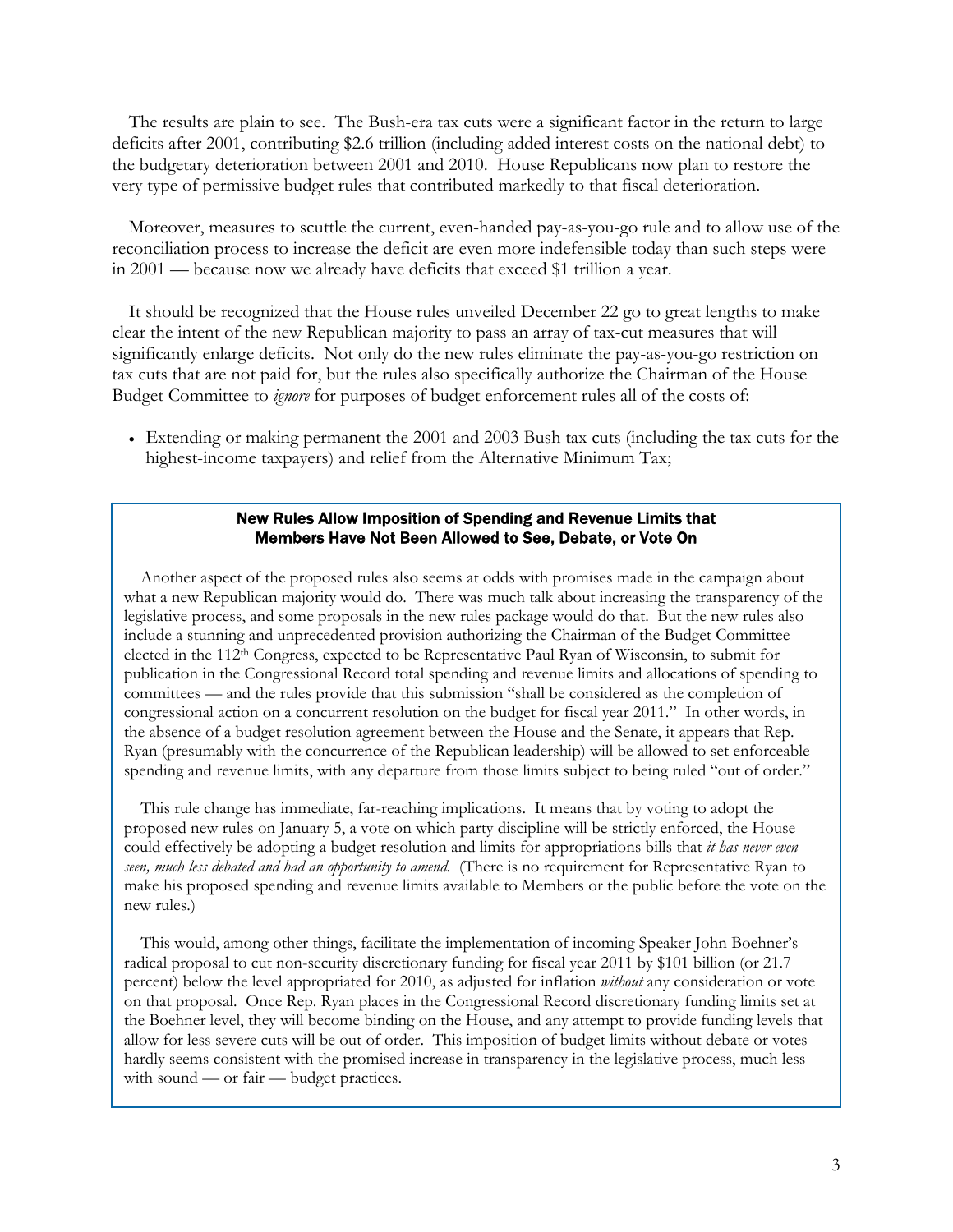The results are plain to see. The Bush-era tax cuts were a significant factor in the return to large deficits after 2001, contributing $2.6 trillion (including added interest costs on the national debt) to the budgetary deterioration between 2001 and 2010. House Republicans now plan to restore the very type of permissive budget rules that contributed markedly to that fiscal deterioration.

Moreover, measures to scuttle the current, even-handed pay-as-you-go rule and to allow use of the reconciliation process to increase the deficit are even more indefensible today than such steps were in 2001 — because now we already have deficits that exceed $1 trillion a year.

It should be recognized that the House rules unveiled December 22 go to great lengths to make clear the intent of the new Republican majority to pass an array of tax-cut measures that will significantly enlarge deficits. Not only do the new rules eliminate the pay-as-you-go restriction on tax cuts that are not paid for, but the rules also specifically authorize the Chairman of the House Budget Committee to *ignore* for purposes of budget enforcement rules all of the costs of:

- Extending or making permanent the 2001 and 2003 Bush tax cuts (including the tax cuts for the highest-income taxpayers) and relief from the Alternative Minimum Tax;

### New Rules Allow Imposition of Spending and Revenue Limits that Members Have Not Been Allowed to See, Debate, or Vote On

Another aspect of the proposed rules also seems at odds with promises made in the campaign about what a new Republican majority would do. There was much talk about increasing the transparency of the legislative process, and some proposals in the new rules package would do that. But the new rules also include a stunning and unprecedented provision authorizing the Chairman of the Budget Committee elected in the 112th Congress, expected to be Representative Paul Ryan of Wisconsin, to submit for publication in the Congressional Record total spending and revenue limits and allocations of spending to committees — and the rules provide that this submission "shall be considered as the completion of congressional action on a concurrent resolution on the budget for fiscal year 2011." In other words, in the absence of a budget resolution agreement between the House and the Senate, it appears that Rep. Ryan (presumably with the concurrence of the Republican leadership) will be allowed to set enforceable spending and revenue limits, with any departure from those limits subject to being ruled "out of order."

This rule change has immediate, far-reaching implications. It means that by voting to adopt the proposed new rules on January 5, a vote on which party discipline will be strictly enforced, the House could effectively be adopting a budget resolution and limits for appropriations bills that *it has never even seen, much less debated and had an opportunity to amend.* (There is no requirement for Representative Ryan to make his proposed spending and revenue limits available to Members or the public before the vote on the new rules.)

This would, among other things, facilitate the implementation of incoming Speaker John Boehner's radical proposal to cut non-security discretionary funding for fiscal year 2011 by $101 billion (or 21.7 percent) below the level appropriated for 2010, as adjusted for inflation *without* any consideration or vote on that proposal. Once Rep. Ryan places in the Congressional Record discretionary funding limits set at the Boehner level, they will become binding on the House, and any attempt to provide funding levels that allow for less severe cuts will be out of order. This imposition of budget limits without debate or votes hardly seems consistent with the promised increase in transparency in the legislative process, much less with sound — or fair — budget practices.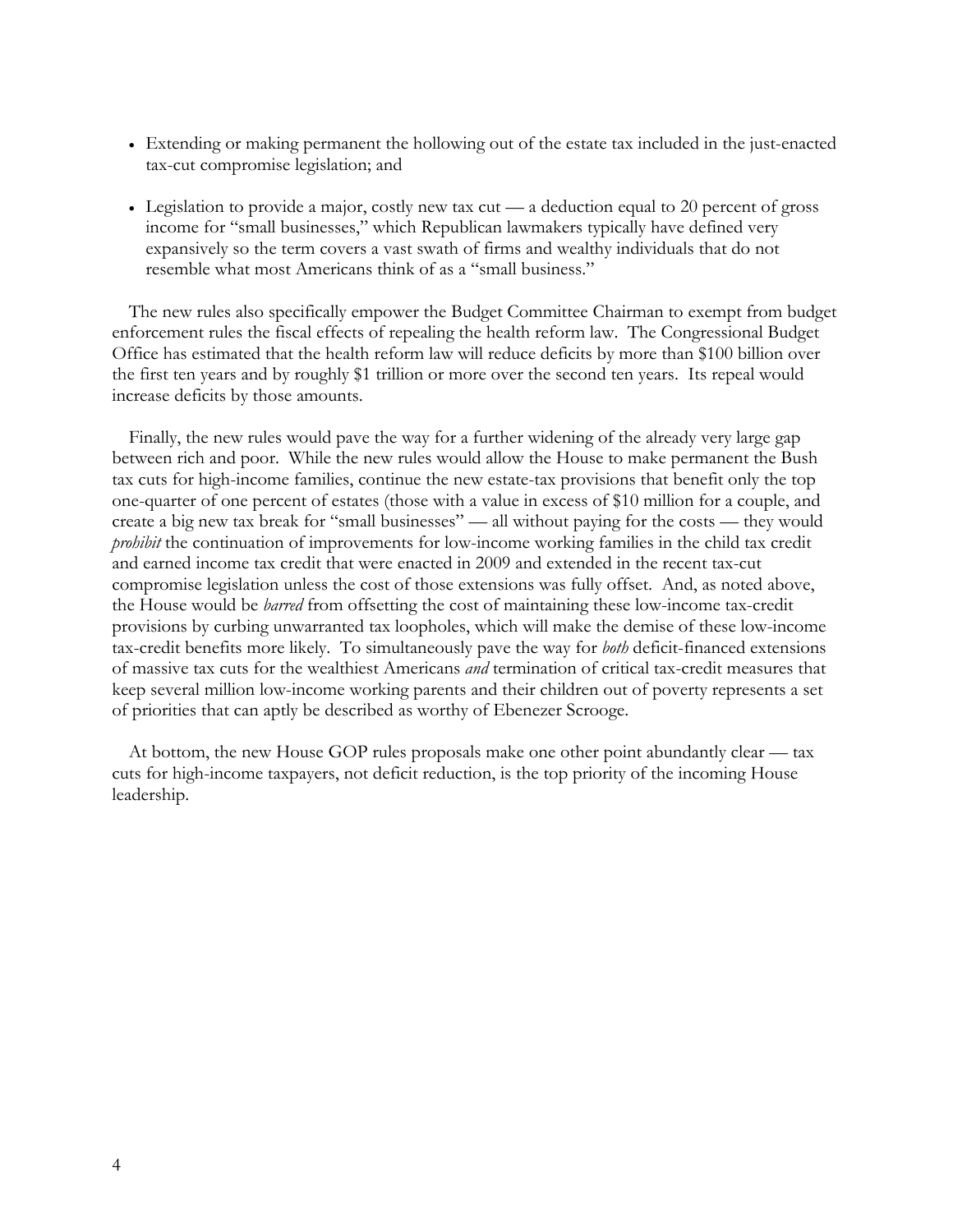- Extending or making permanent the hollowing out of the estate tax included in the just-enacted tax-cut compromise legislation; and
- Legislation to provide a major, costly new tax cut — a deduction equal to 20 percent of gross income for "small businesses," which Republican lawmakers typically have defined very expansively so the term covers a vast swath of firms and wealthy individuals that do not resemble what most Americans think of as a "small business."

The new rules also specifically empower the Budget Committee Chairman to exempt from budget enforcement rules the fiscal effects of repealing the health reform law. The Congressional Budget Office has estimated that the health reform law will reduce deficits by more than $100 billion over the first ten years and by roughly $1 trillion or more over the second ten years. Its repeal would increase deficits by those amounts.

Finally, the new rules would pave the way for a further widening of the already very large gap between rich and poor. While the new rules would allow the House to make permanent the Bush tax cuts for high-income families, continue the new estate-tax provisions that benefit only the top one-quarter of one percent of estates (those with a value in excess of $10 million for a couple, and create a big new tax break for "small businesses" — all without paying for the costs — they would *prohibit* the continuation of improvements for low-income working families in the child tax credit and earned income tax credit that were enacted in 2009 and extended in the recent tax-cut compromise legislation unless the cost of those extensions was fully offset. And, as noted above, the House would be *barred* from offsetting the cost of maintaining these low-income tax-credit provisions by curbing unwarranted tax loopholes, which will make the demise of these low-income tax-credit benefits more likely. To simultaneously pave the way for *both* deficit-financed extensions of massive tax cuts for the wealthiest Americans *and* termination of critical tax-credit measures that keep several million low-income working parents and their children out of poverty represents a set of priorities that can aptly be described as worthy of Ebenezer Scrooge.

At bottom, the new House GOP rules proposals make one other point abundantly clear — tax cuts for high-income taxpayers, not deficit reduction, is the top priority of the incoming House leadership.